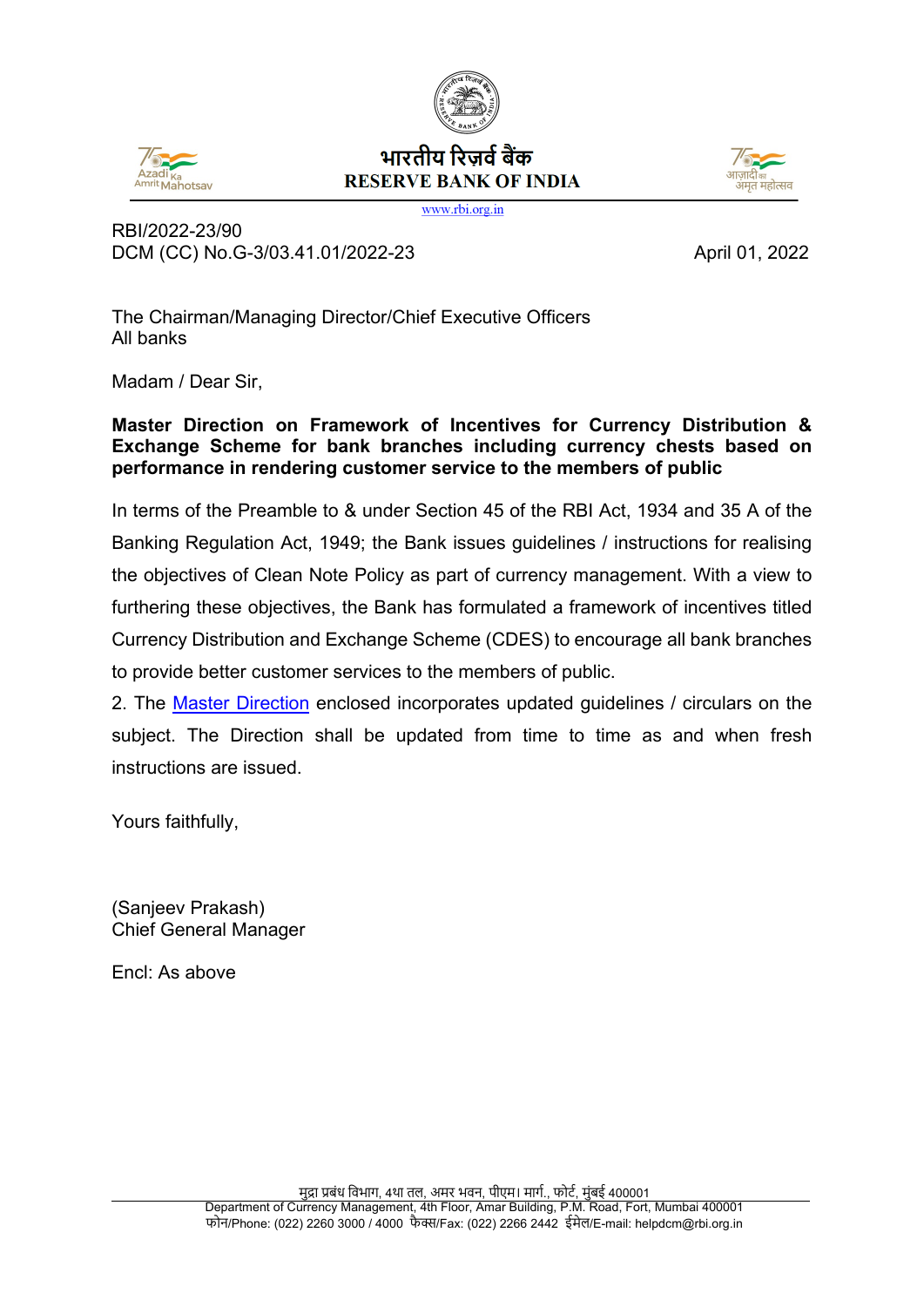भारतीय रिज़र्व बैंक
RESERVE BANK OF INDIA

www.rbi.org.in

RBI/2022-23/90
DCM (CC) No.G-3/03.41.01/2022-23 April 01, 2022

The Chairman/Managing Director/Chief Executive Officers
All banks

Madam / Dear Sir,

**Master Direction on Framework of Incentives for Currency Distribution & Exchange Scheme for bank branches including currency chests based on performance in rendering customer service to the members of public**

In terms of the Preamble to & under Section 45 of the RBI Act, 1934 and 35 A of the Banking Regulation Act, 1949; the Bank issues guidelines / instructions for realising the objectives of Clean Note Policy as part of currency management. With a view to furthering these objectives, the Bank has formulated a framework of incentives titled Currency Distribution and Exchange Scheme (CDES) to encourage all bank branches to provide better customer services to the members of public.

2. The Master Direction enclosed incorporates updated guidelines / circulars on the subject. The Direction shall be updated from time to time as and when fresh instructions are issued.

Yours faithfully,

(Sanjeev Prakash)
Chief General Manager

Encl: As above

मुद्रा प्रबंध विभाग, 4था तल, अमर भवन, पीएम। मार्ग., फोर्ट, मुंबई 400001
Department of Currency Management, 4th Floor, Amar Building, P.M. Road, Fort, Mumbai 400001
फोन/Phone: (022) 2260 3000 / 4000 फैक्स/Fax: (022) 2266 2442 ईमेल/E-mail: helpdcm@rbi.org.in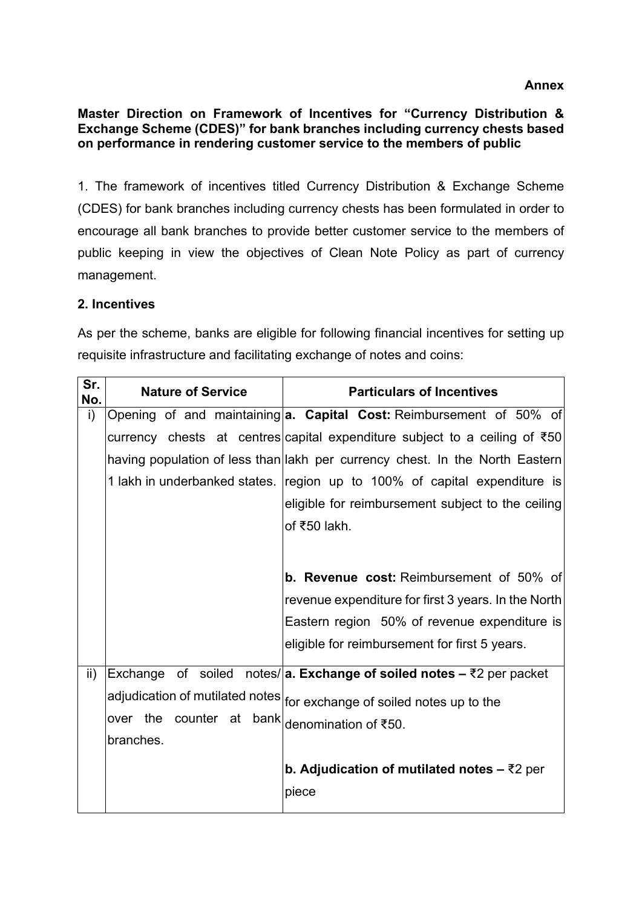**Annex**

**Master Direction on Framework of Incentives for "Currency Distribution & Exchange Scheme (CDES)" for bank branches including currency chests based on performance in rendering customer service to the members of public**

1. The framework of incentives titled Currency Distribution & Exchange Scheme (CDES) for bank branches including currency chests has been formulated in order to encourage all bank branches to provide better customer service to the members of public keeping in view the objectives of Clean Note Policy as part of currency management.

**2. Incentives**

As per the scheme, banks are eligible for following financial incentives for setting up requisite infrastructure and facilitating exchange of notes and coins:

| Sr. No. | Nature of Service | Particulars of Incentives |
|---|---|---|
| i) | Opening of and maintaining currency chests at centres having population of less than 1 lakh in underbanked states. | **a. Capital Cost:** Reimbursement of 50% of capital expenditure subject to a ceiling of ₹50 lakh per currency chest. In the North Eastern region up to 100% of capital expenditure is eligible for reimbursement subject to the ceiling of ₹50 lakh.<br><br>**b. Revenue cost:** Reimbursement of 50% of revenue expenditure for first 3 years. In the North Eastern region 50% of revenue expenditure is eligible for reimbursement for first 5 years. |
| ii) | Exchange of soiled notes/ adjudication of mutilated notes over the counter at bank branches. | **a. Exchange of soiled notes –** ₹2 per packet for exchange of soiled notes up to the denomination of ₹50.<br><br>**b. Adjudication of mutilated notes –** ₹2 per piece |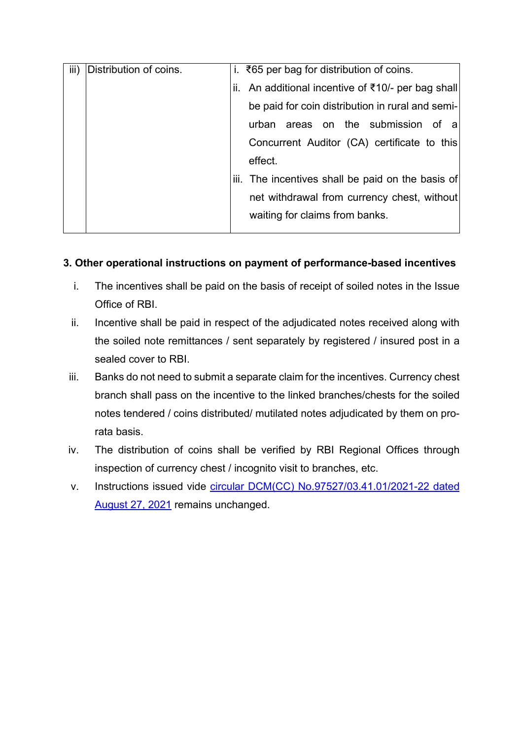| | | |
|---|---|---|
| iii) | Distribution of coins. | i. ₹65 per bag for distribution of coins.<br>ii. An additional incentive of ₹10/- per bag shall be paid for coin distribution in rural and semi-urban areas on the submission of a Concurrent Auditor (CA) certificate to this effect.<br>iii. The incentives shall be paid on the basis of net withdrawal from currency chest, without waiting for claims from banks. |

**3. Other operational instructions on payment of performance-based incentives**

i. The incentives shall be paid on the basis of receipt of soiled notes in the Issue Office of RBI.

ii. Incentive shall be paid in respect of the adjudicated notes received along with the soiled note remittances / sent separately by registered / insured post in a sealed cover to RBI.

iii. Banks do not need to submit a separate claim for the incentives. Currency chest branch shall pass on the incentive to the linked branches/chests for the soiled notes tendered / coins distributed/ mutilated notes adjudicated by them on pro-rata basis.

iv. The distribution of coins shall be verified by RBI Regional Offices through inspection of currency chest / incognito visit to branches, etc.

v. Instructions issued vide circular DCM(CC) No.97527/03.41.01/2021-22 dated August 27, 2021 remains unchanged.